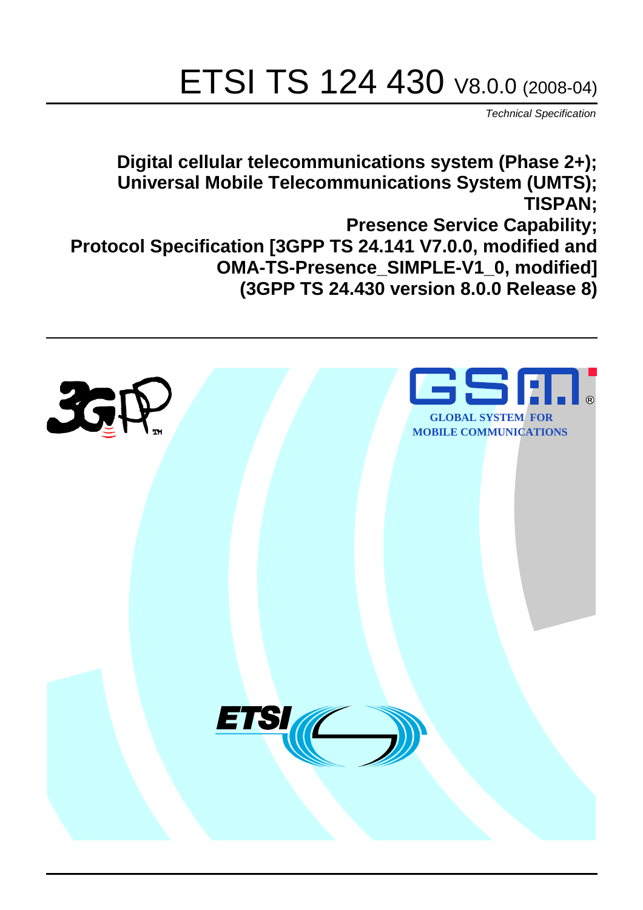# ETSI TS 124 430 V8.0.0 (2008-04)

*Technical Specification*

**Digital cellular telecommunications system (Phase 2+);
Universal Mobile Telecommunications System (UMTS);
TISPAN;
Presence Service Capability;
Protocol Specification [3GPP TS 24.141 V7.0.0, modified and
OMA-TS-Presence_SIMPLE-V1_0, modified]
(3GPP TS 24.430 version 8.0.0 Release 8)**

GLOBAL SYSTEM FOR
MOBILE COMMUNICATIONS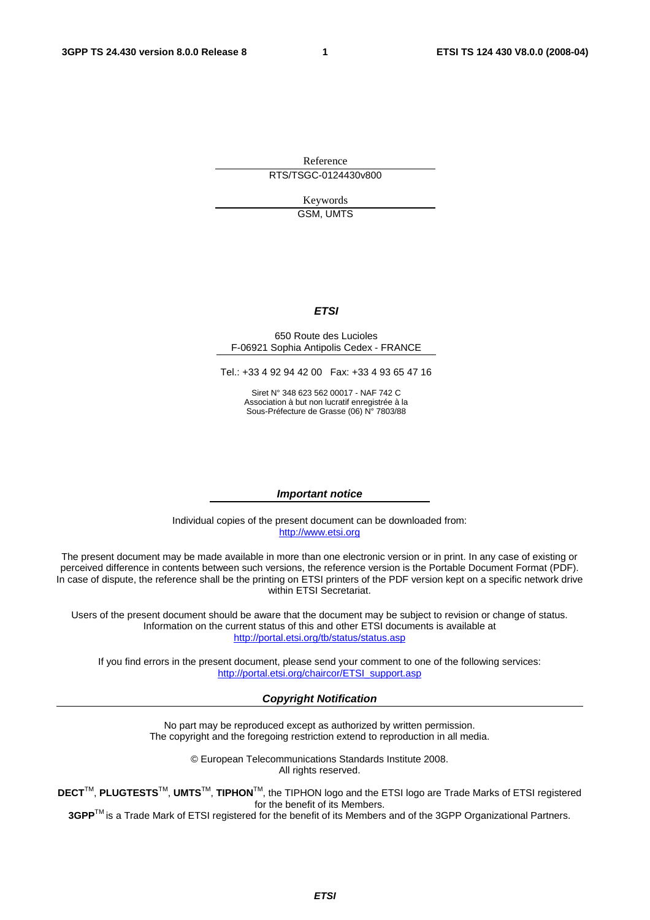Reference

RTS/TSGC-0124430v800

Keywords

GSM, UMTS

***ETSI***

650 Route des Lucioles
F-06921 Sophia Antipolis Cedex - FRANCE

Tel.: +33 4 92 94 42 00 Fax: +33 4 93 65 47 16

Siret N° 348 623 562 00017 - NAF 742 C
Association à but non lucratif enregistrée à la
Sous-Préfecture de Grasse (06) N° 7803/88

***Important notice***

Individual copies of the present document can be downloaded from:
http://www.etsi.org

The present document may be made available in more than one electronic version or in print. In any case of existing or perceived difference in contents between such versions, the reference version is the Portable Document Format (PDF). In case of dispute, the reference shall be the printing on ETSI printers of the PDF version kept on a specific network drive within ETSI Secretariat.

Users of the present document should be aware that the document may be subject to revision or change of status. Information on the current status of this and other ETSI documents is available at
http://portal.etsi.org/tb/status/status.asp

If you find errors in the present document, please send your comment to one of the following services:
http://portal.etsi.org/chaircor/ETSI_support.asp

***Copyright Notification***

No part may be reproduced except as authorized by written permission.
The copyright and the foregoing restriction extend to reproduction in all media.

© European Telecommunications Standards Institute 2008.
All rights reserved.

**DECT**™, **PLUGTESTS**™, **UMTS**™, **TIPHON**™, the TIPHON logo and the ETSI logo are Trade Marks of ETSI registered for the benefit of its Members.
**3GPP**™ is a Trade Mark of ETSI registered for the benefit of its Members and of the 3GPP Organizational Partners.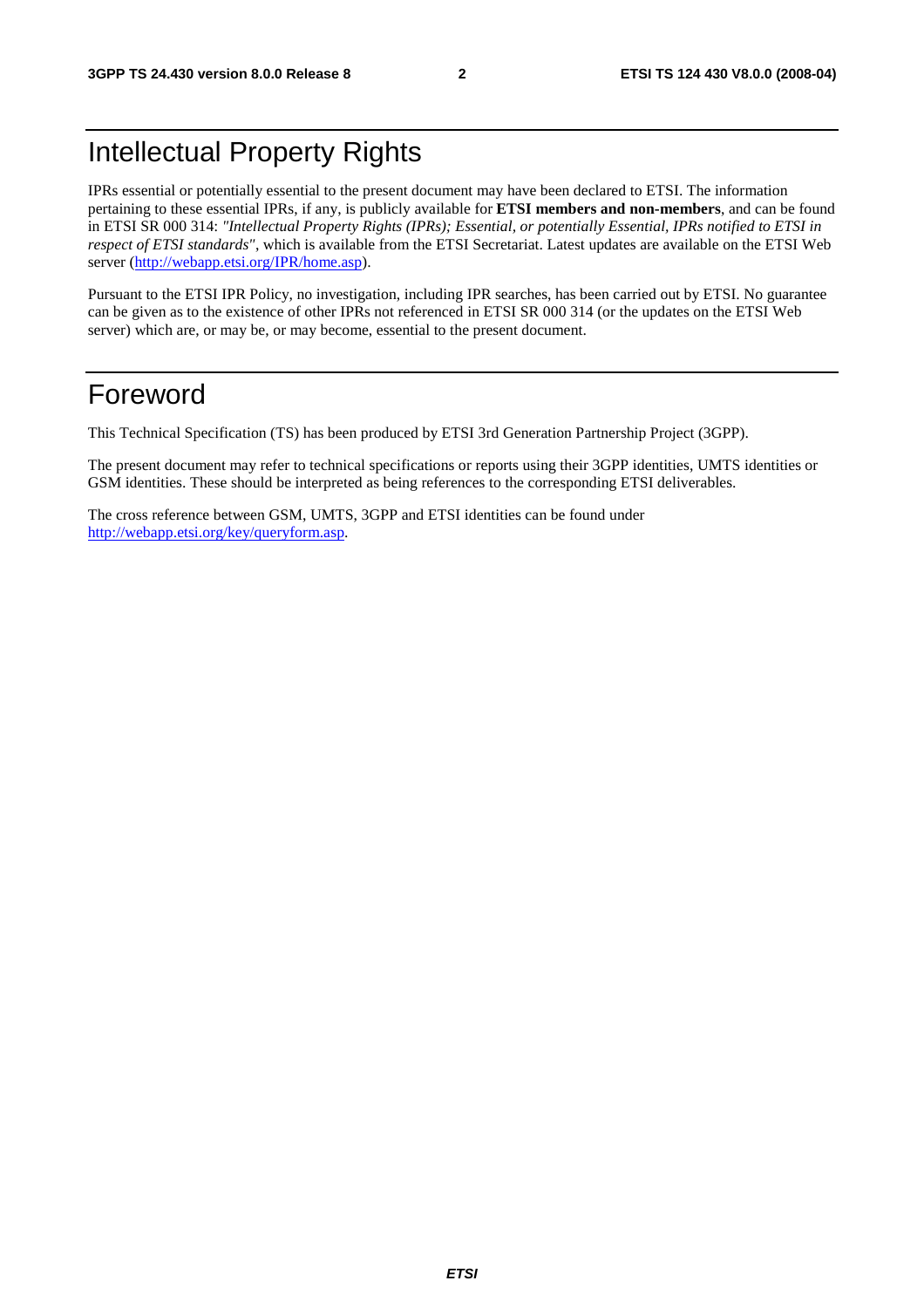# Intellectual Property Rights

IPRs essential or potentially essential to the present document may have been declared to ETSI. The information pertaining to these essential IPRs, if any, is publicly available for **ETSI members and non-members**, and can be found in ETSI SR 000 314: *"Intellectual Property Rights (IPRs); Essential, or potentially Essential, IPRs notified to ETSI in respect of ETSI standards"*, which is available from the ETSI Secretariat. Latest updates are available on the ETSI Web server (http://webapp.etsi.org/IPR/home.asp).

Pursuant to the ETSI IPR Policy, no investigation, including IPR searches, has been carried out by ETSI. No guarantee can be given as to the existence of other IPRs not referenced in ETSI SR 000 314 (or the updates on the ETSI Web server) which are, or may be, or may become, essential to the present document.

# Foreword

This Technical Specification (TS) has been produced by ETSI 3rd Generation Partnership Project (3GPP).

The present document may refer to technical specifications or reports using their 3GPP identities, UMTS identities or GSM identities. These should be interpreted as being references to the corresponding ETSI deliverables.

The cross reference between GSM, UMTS, 3GPP and ETSI identities can be found under http://webapp.etsi.org/key/queryform.asp.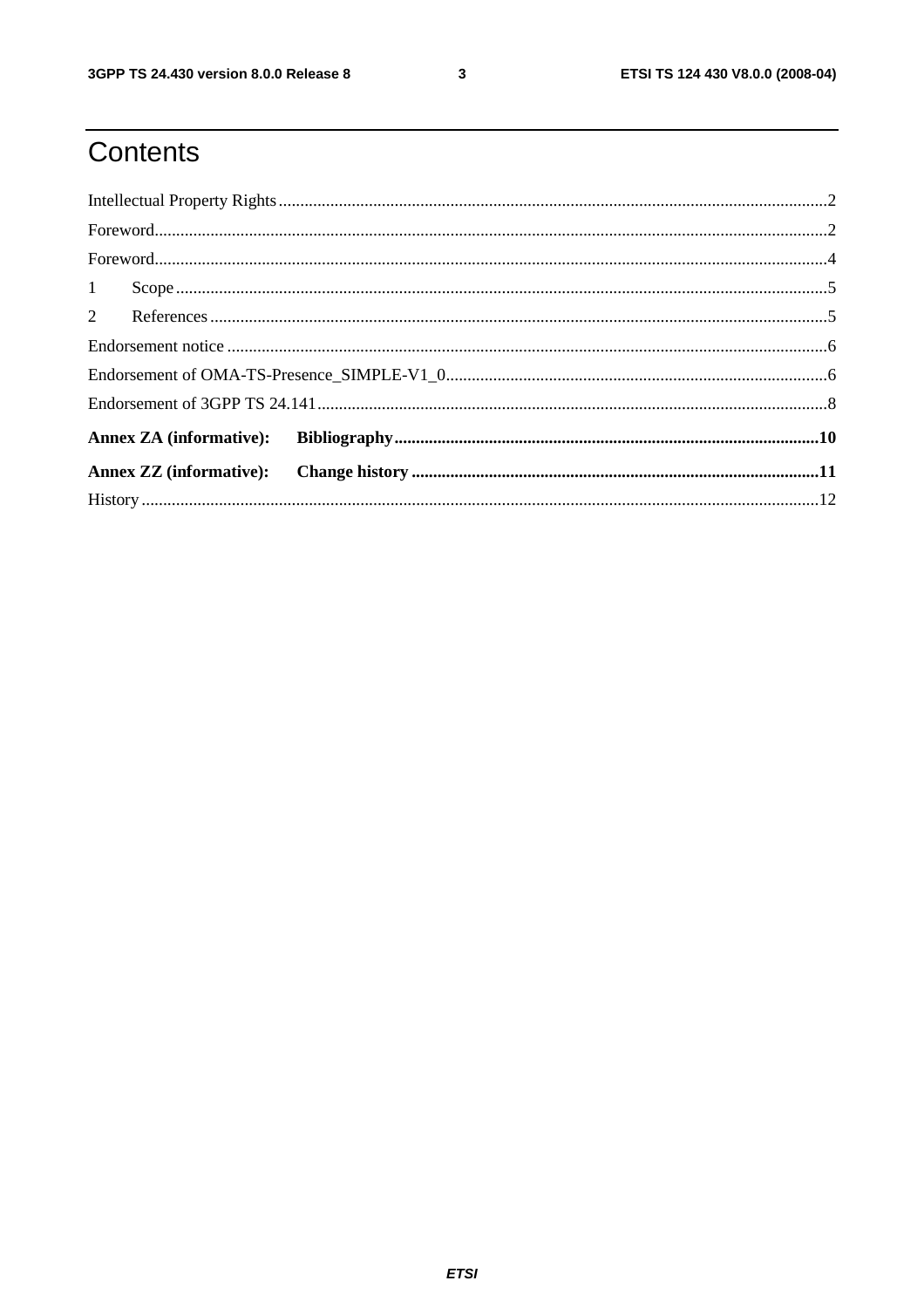# Contents

Intellectual Property Rights ........................................................................................................................2

Foreword.......................................................................................................................................................2

Foreword.......................................................................................................................................................4

1 Scope .........................................................................................................................................................5

2 References ..................................................................................................................................................5

Endorsement notice ......................................................................................................................................6

Endorsement of OMA-TS-Presence_SIMPLE-V1_0.......................................................................................6

Endorsement of 3GPP TS 24.141 .....................................................................................................................8

**Annex ZA (informative): Bibliography.......................................................................................................10**

**Annex ZZ (informative): Change history ....................................................................................................11**

History ..........................................................................................................................................................12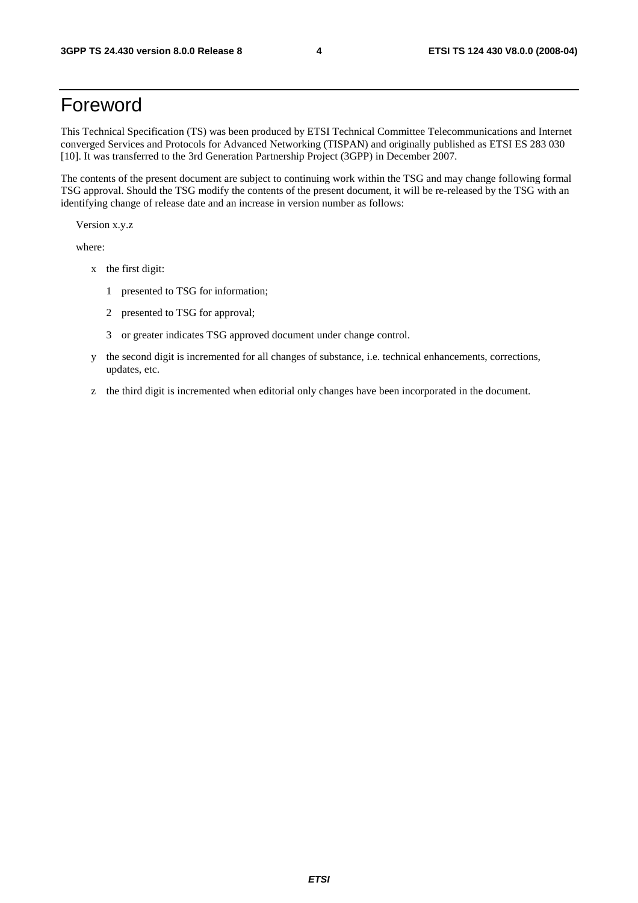# Foreword

This Technical Specification (TS) was been produced by ETSI Technical Committee Telecommunications and Internet converged Services and Protocols for Advanced Networking (TISPAN) and originally published as ETSI ES 283 030 [10]. It was transferred to the 3rd Generation Partnership Project (3GPP) in December 2007.

The contents of the present document are subject to continuing work within the TSG and may change following formal TSG approval. Should the TSG modify the contents of the present document, it will be re-released by the TSG with an identifying change of release date and an increase in version number as follows:

Version x.y.z

where:

- x the first digit:
  - 1 presented to TSG for information;
  - 2 presented to TSG for approval;
  - 3 or greater indicates TSG approved document under change control.
- y the second digit is incremented for all changes of substance, i.e. technical enhancements, corrections, updates, etc.
- z the third digit is incremented when editorial only changes have been incorporated in the document.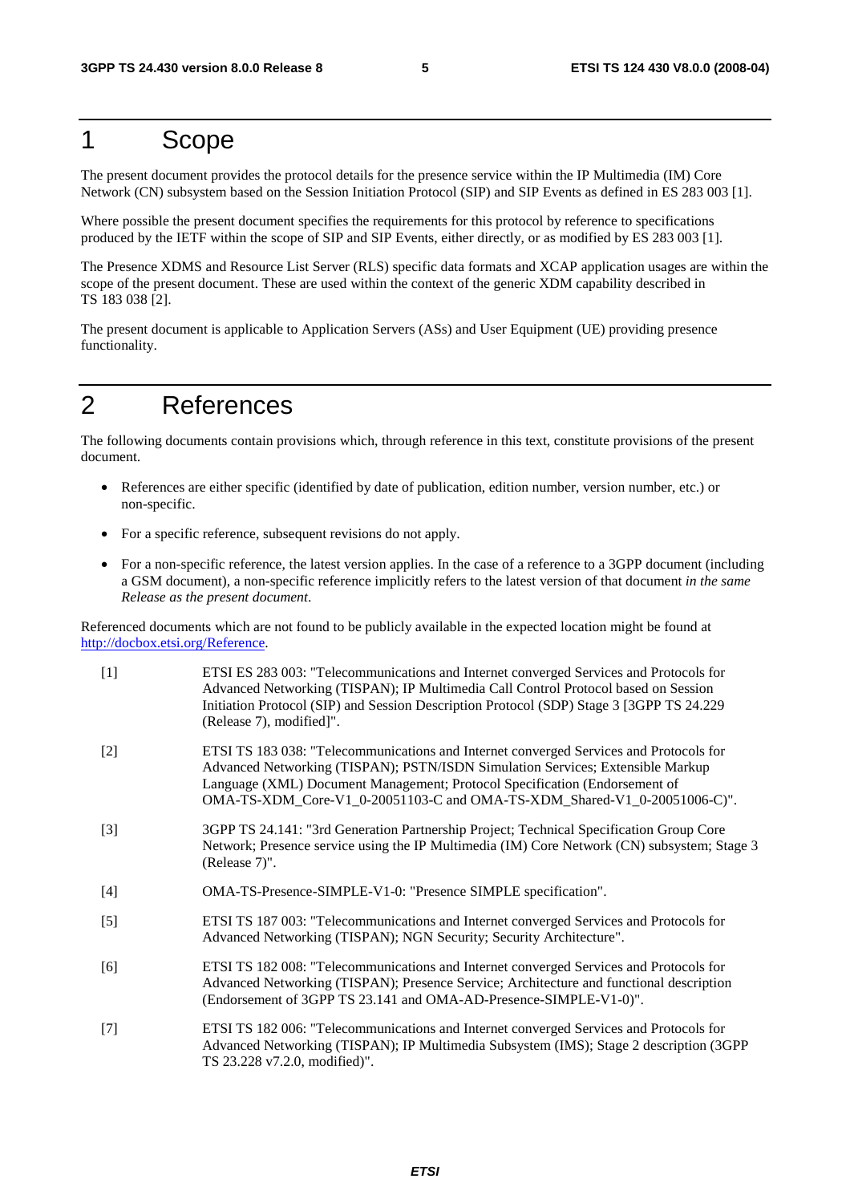# 1 Scope

The present document provides the protocol details for the presence service within the IP Multimedia (IM) Core Network (CN) subsystem based on the Session Initiation Protocol (SIP) and SIP Events as defined in ES 283 003 [1].

Where possible the present document specifies the requirements for this protocol by reference to specifications produced by the IETF within the scope of SIP and SIP Events, either directly, or as modified by ES 283 003 [1].

The Presence XDMS and Resource List Server (RLS) specific data formats and XCAP application usages are within the scope of the present document. These are used within the context of the generic XDM capability described in TS 183 038 [2].

The present document is applicable to Application Servers (ASs) and User Equipment (UE) providing presence functionality.

# 2 References

The following documents contain provisions which, through reference in this text, constitute provisions of the present document.

- References are either specific (identified by date of publication, edition number, version number, etc.) or non-specific.
- For a specific reference, subsequent revisions do not apply.
- For a non-specific reference, the latest version applies. In the case of a reference to a 3GPP document (including a GSM document), a non-specific reference implicitly refers to the latest version of that document *in the same Release as the present document*.

Referenced documents which are not found to be publicly available in the expected location might be found at http://docbox.etsi.org/Reference.

[1] ETSI ES 283 003: "Telecommunications and Internet converged Services and Protocols for Advanced Networking (TISPAN); IP Multimedia Call Control Protocol based on Session Initiation Protocol (SIP) and Session Description Protocol (SDP) Stage 3 [3GPP TS 24.229 (Release 7), modified]".

[2] ETSI TS 183 038: "Telecommunications and Internet converged Services and Protocols for Advanced Networking (TISPAN); PSTN/ISDN Simulation Services; Extensible Markup Language (XML) Document Management; Protocol Specification (Endorsement of OMA-TS-XDM_Core-V1_0-20051103-C and OMA-TS-XDM_Shared-V1_0-20051006-C)".

[3] 3GPP TS 24.141: "3rd Generation Partnership Project; Technical Specification Group Core Network; Presence service using the IP Multimedia (IM) Core Network (CN) subsystem; Stage 3 (Release 7)".

[4] OMA-TS-Presence-SIMPLE-V1-0: "Presence SIMPLE specification".

[5] ETSI TS 187 003: "Telecommunications and Internet converged Services and Protocols for Advanced Networking (TISPAN); NGN Security; Security Architecture".

[6] ETSI TS 182 008: "Telecommunications and Internet converged Services and Protocols for Advanced Networking (TISPAN); Presence Service; Architecture and functional description (Endorsement of 3GPP TS 23.141 and OMA-AD-Presence-SIMPLE-V1-0)".

[7] ETSI TS 182 006: "Telecommunications and Internet converged Services and Protocols for Advanced Networking (TISPAN); IP Multimedia Subsystem (IMS); Stage 2 description (3GPP TS 23.228 v7.2.0, modified)".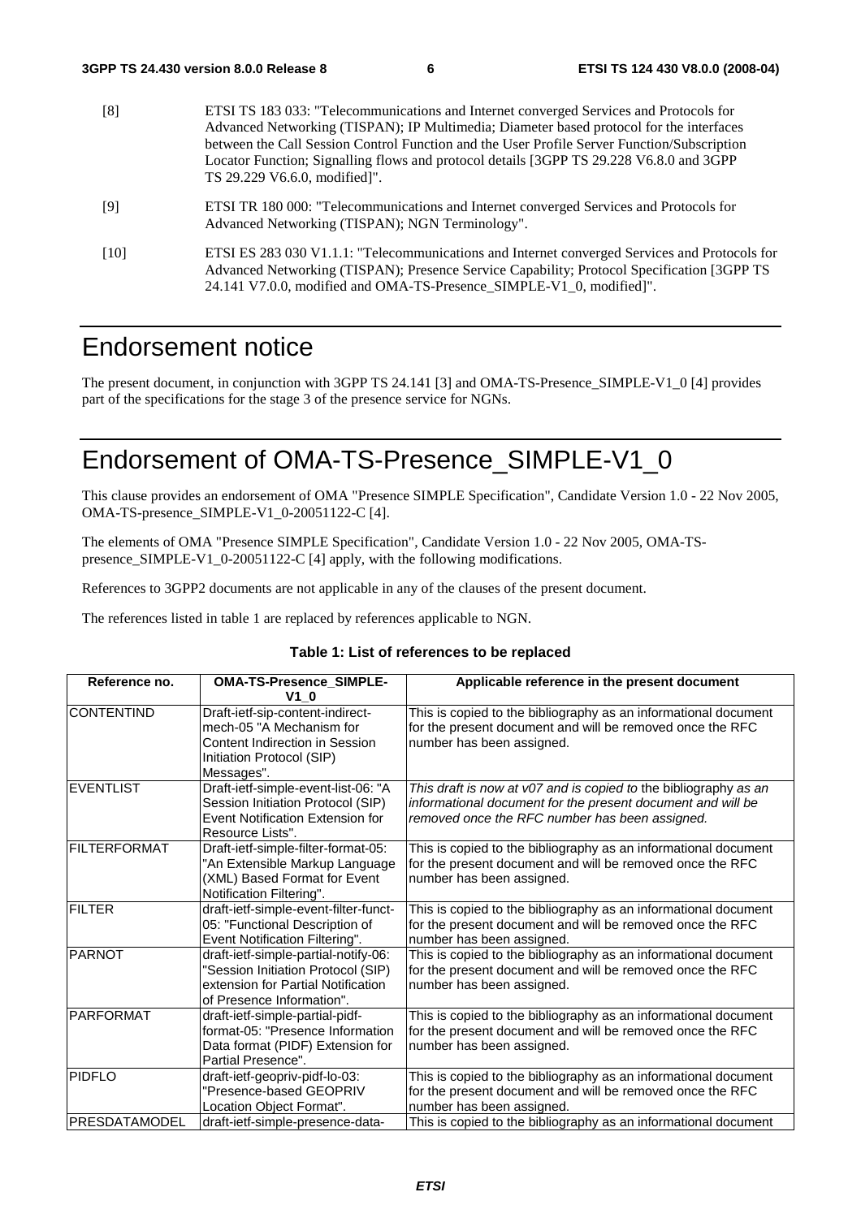[8] ETSI TS 183 033: "Telecommunications and Internet converged Services and Protocols for Advanced Networking (TISPAN); IP Multimedia; Diameter based protocol for the interfaces between the Call Session Control Function and the User Profile Server Function/Subscription Locator Function; Signalling flows and protocol details [3GPP TS 29.228 V6.8.0 and 3GPP TS 29.229 V6.6.0, modified]".

[9] ETSI TR 180 000: "Telecommunications and Internet converged Services and Protocols for Advanced Networking (TISPAN); NGN Terminology".

[10] ETSI ES 283 030 V1.1.1: "Telecommunications and Internet converged Services and Protocols for Advanced Networking (TISPAN); Presence Service Capability; Protocol Specification [3GPP TS 24.141 V7.0.0, modified and OMA-TS-Presence_SIMPLE-V1_0, modified]".

# Endorsement notice

The present document, in conjunction with 3GPP TS 24.141 [3] and OMA-TS-Presence_SIMPLE-V1_0 [4] provides part of the specifications for the stage 3 of the presence service for NGNs.

# Endorsement of OMA-TS-Presence_SIMPLE-V1_0

This clause provides an endorsement of OMA "Presence SIMPLE Specification", Candidate Version 1.0 - 22 Nov 2005, OMA-TS-presence_SIMPLE-V1_0-20051122-C [4].

The elements of OMA "Presence SIMPLE Specification", Candidate Version 1.0 - 22 Nov 2005, OMA-TS-presence_SIMPLE-V1_0-20051122-C [4] apply, with the following modifications.

References to 3GPP2 documents are not applicable in any of the clauses of the present document.

The references listed in table 1 are replaced by references applicable to NGN.

**Table 1: List of references to be replaced**

| Reference no. | OMA-TS-Presence_SIMPLE-V1_0 | Applicable reference in the present document |
|---|---|---|
| CONTENTIND | Draft-ietf-sip-content-indirect-mech-05 "A Mechanism for Content Indirection in Session Initiation Protocol (SIP) Messages". | This is copied to the bibliography as an informational document for the present document and will be removed once the RFC number has been assigned. |
| EVENTLIST | Draft-ietf-simple-event-list-06: "A Session Initiation Protocol (SIP) Event Notification Extension for Resource Lists". | *This draft is now at v07 and is copied to* the bibliography *as an informational document for the present document and will be removed once the RFC number has been assigned.* |
| FILTERFORMAT | Draft-ietf-simple-filter-format-05: "An Extensible Markup Language (XML) Based Format for Event Notification Filtering". | This is copied to the bibliography as an informational document for the present document and will be removed once the RFC number has been assigned. |
| FILTER | draft-ietf-simple-event-filter-funct-05: "Functional Description of Event Notification Filtering". | This is copied to the bibliography as an informational document for the present document and will be removed once the RFC number has been assigned. |
| PARNOT | draft-ietf-simple-partial-notify-06: "Session Initiation Protocol (SIP) extension for Partial Notification of Presence Information". | This is copied to the bibliography as an informational document for the present document and will be removed once the RFC number has been assigned. |
| PARFORMAT | draft-ietf-simple-partial-pidf-format-05: "Presence Information Data format (PIDF) Extension for Partial Presence". | This is copied to the bibliography as an informational document for the present document and will be removed once the RFC number has been assigned. |
| PIDFLO | draft-ietf-geopriv-pidf-lo-03: "Presence-based GEOPRIV Location Object Format". | This is copied to the bibliography as an informational document for the present document and will be removed once the RFC number has been assigned. |
| PRESDATAMODEL | draft-ietf-simple-presence-data- | This is copied to the bibliography as an informational document |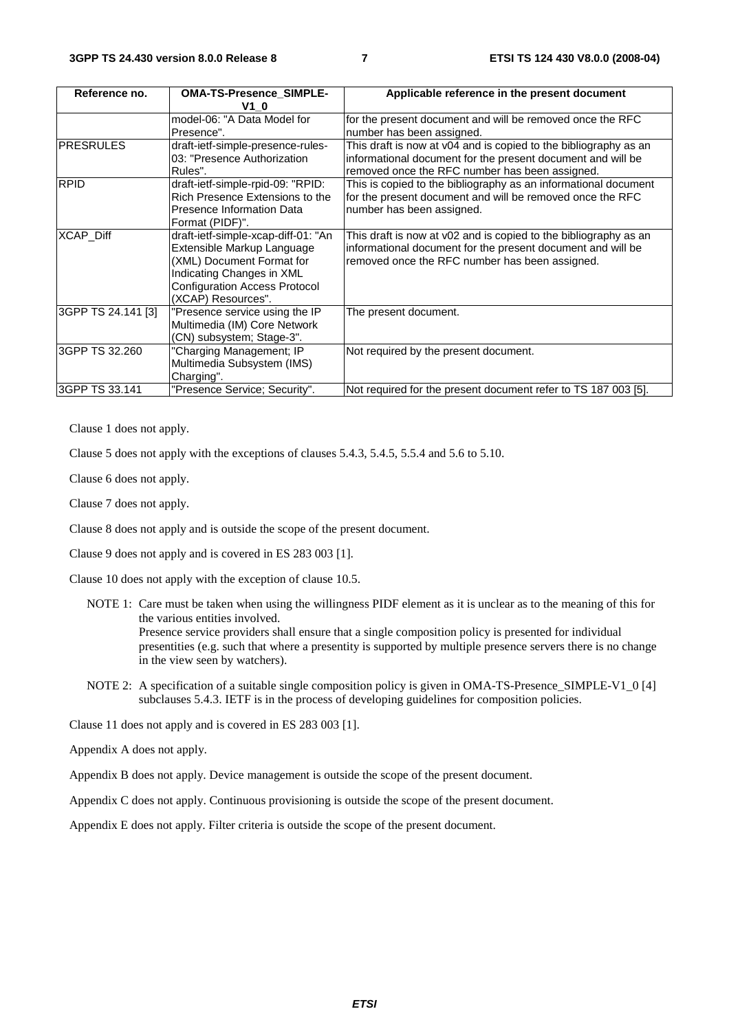| Reference no. | OMA-TS-Presence_SIMPLE-V1_0 | Applicable reference in the present document |
| --- | --- | --- |
| | model-06: "A Data Model for Presence". | for the present document and will be removed once the RFC number has been assigned. |
| PRESRULES | draft-ietf-simple-presence-rules-03: "Presence Authorization Rules". | This draft is now at v04 and is copied to the bibliography as an informational document for the present document and will be removed once the RFC number has been assigned. |
| RPID | draft-ietf-simple-rpid-09: "RPID: Rich Presence Extensions to the Presence Information Data Format (PIDF)". | This is copied to the bibliography as an informational document for the present document and will be removed once the RFC number has been assigned. |
| XCAP_Diff | draft-ietf-simple-xcap-diff-01: "An Extensible Markup Language (XML) Document Format for Indicating Changes in XML Configuration Access Protocol (XCAP) Resources". | This draft is now at v02 and is copied to the bibliography as an informational document for the present document and will be removed once the RFC number has been assigned. |
| 3GPP TS 24.141 [3] | "Presence service using the IP Multimedia (IM) Core Network (CN) subsystem; Stage-3". | The present document. |
| 3GPP TS 32.260 | "Charging Management; IP Multimedia Subsystem (IMS) Charging". | Not required by the present document. |
| 3GPP TS 33.141 | "Presence Service; Security". | Not required for the present document refer to TS 187 003 [5]. |

Clause 1 does not apply.

Clause 5 does not apply with the exceptions of clauses 5.4.3, 5.4.5, 5.5.4 and 5.6 to 5.10.

Clause 6 does not apply.

Clause 7 does not apply.

Clause 8 does not apply and is outside the scope of the present document.

Clause 9 does not apply and is covered in ES 283 003 [1].

Clause 10 does not apply with the exception of clause 10.5.

NOTE 1: Care must be taken when using the willingness PIDF element as it is unclear as to the meaning of this for the various entities involved.
Presence service providers shall ensure that a single composition policy is presented for individual presentities (e.g. such that where a presentity is supported by multiple presence servers there is no change in the view seen by watchers).

NOTE 2: A specification of a suitable single composition policy is given in OMA-TS-Presence_SIMPLE-V1_0 [4] subclauses 5.4.3. IETF is in the process of developing guidelines for composition policies.

Clause 11 does not apply and is covered in ES 283 003 [1].

Appendix A does not apply.

Appendix B does not apply. Device management is outside the scope of the present document.

Appendix C does not apply. Continuous provisioning is outside the scope of the present document.

Appendix E does not apply. Filter criteria is outside the scope of the present document.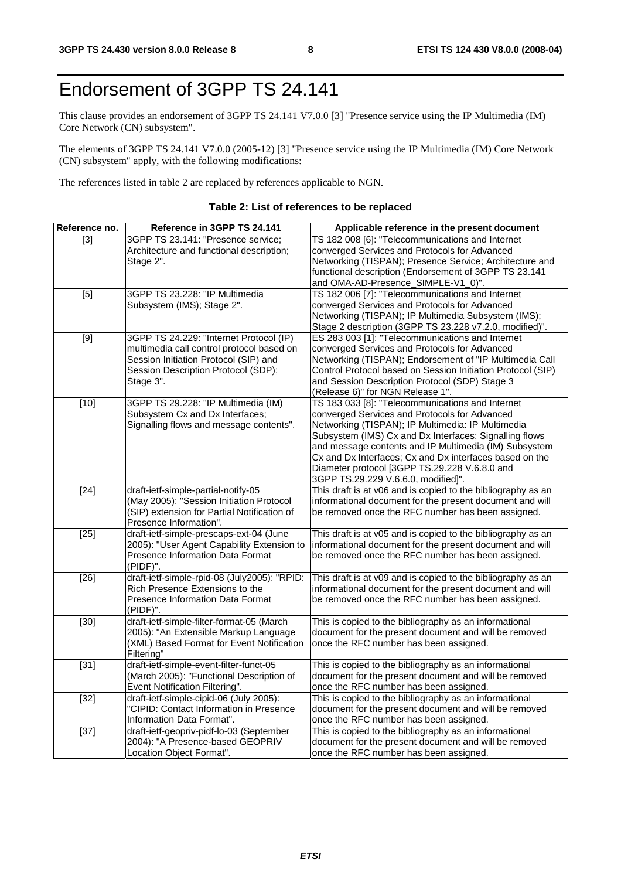# Endorsement of 3GPP TS 24.141

This clause provides an endorsement of 3GPP TS 24.141 V7.0.0 [3] "Presence service using the IP Multimedia (IM) Core Network (CN) subsystem".

The elements of 3GPP TS 24.141 V7.0.0 (2005-12) [3] "Presence service using the IP Multimedia (IM) Core Network (CN) subsystem" apply, with the following modifications:

The references listed in table 2 are replaced by references applicable to NGN.

**Table 2: List of references to be replaced**

| Reference no. | Reference in 3GPP TS 24.141 | Applicable reference in the present document |
|---|---|---|
| [3] | 3GPP TS 23.141: "Presence service; Architecture and functional description; Stage 2". | TS 182 008 [6]: "Telecommunications and Internet converged Services and Protocols for Advanced Networking (TISPAN); Presence Service; Architecture and functional description (Endorsement of 3GPP TS 23.141 and OMA-AD-Presence_SIMPLE-V1_0)". |
| [5] | 3GPP TS 23.228: "IP Multimedia Subsystem (IMS); Stage 2". | TS 182 006 [7]: "Telecommunications and Internet converged Services and Protocols for Advanced Networking (TISPAN); IP Multimedia Subsystem (IMS); Stage 2 description (3GPP TS 23.228 v7.2.0, modified)". |
| [9] | 3GPP TS 24.229: "Internet Protocol (IP) multimedia call control protocol based on Session Initiation Protocol (SIP) and Session Description Protocol (SDP); Stage 3". | ES 283 003 [1]: "Telecommunications and Internet converged Services and Protocols for Advanced Networking (TISPAN); Endorsement of "IP Multimedia Call Control Protocol based on Session Initiation Protocol (SIP) and Session Description Protocol (SDP) Stage 3 (Release 6)" for NGN Release 1". |
| [10] | 3GPP TS 29.228: "IP Multimedia (IM) Subsystem Cx and Dx Interfaces; Signalling flows and message contents". | TS 183 033 [8]: "Telecommunications and Internet converged Services and Protocols for Advanced Networking (TISPAN); IP Multimedia: IP Multimedia Subsystem (IMS) Cx and Dx Interfaces; Signalling flows and message contents and IP Multimedia (IM) Subsystem Cx and Dx Interfaces; Cx and Dx interfaces based on the Diameter protocol [3GPP TS.29.228 V.6.8.0 and 3GPP TS.29.229 V.6.6.0, modified]". |
| [24] | draft-ietf-simple-partial-notify-05 (May 2005): "Session Initiation Protocol (SIP) extension for Partial Notification of Presence Information". | This draft is at v06 and is copied to the bibliography as an informational document for the present document and will be removed once the RFC number has been assigned. |
| [25] | draft-ietf-simple-prescaps-ext-04 (June 2005): "User Agent Capability Extension to Presence Information Data Format (PIDF)". | This draft is at v05 and is copied to the bibliography as an informational document for the present document and will be removed once the RFC number has been assigned. |
| [26] | draft-ietf-simple-rpid-08 (July2005): "RPID: Rich Presence Extensions to the Presence Information Data Format (PIDF)". | This draft is at v09 and is copied to the bibliography as an informational document for the present document and will be removed once the RFC number has been assigned. |
| [30] | draft-ietf-simple-filter-format-05 (March 2005): "An Extensible Markup Language (XML) Based Format for Event Notification Filtering" | This is copied to the bibliography as an informational document for the present document and will be removed once the RFC number has been assigned. |
| [31] | draft-ietf-simple-event-filter-funct-05 (March 2005): "Functional Description of Event Notification Filtering". | This is copied to the bibliography as an informational document for the present document and will be removed once the RFC number has been assigned. |
| [32] | draft-ietf-simple-cipid-06 (July 2005): "CIPID: Contact Information in Presence Information Data Format". | This is copied to the bibliography as an informational document for the present document and will be removed once the RFC number has been assigned. |
| [37] | draft-ietf-geopriv-pidf-lo-03 (September 2004): "A Presence-based GEOPRIV Location Object Format". | This is copied to the bibliography as an informational document for the present document and will be removed once the RFC number has been assigned. |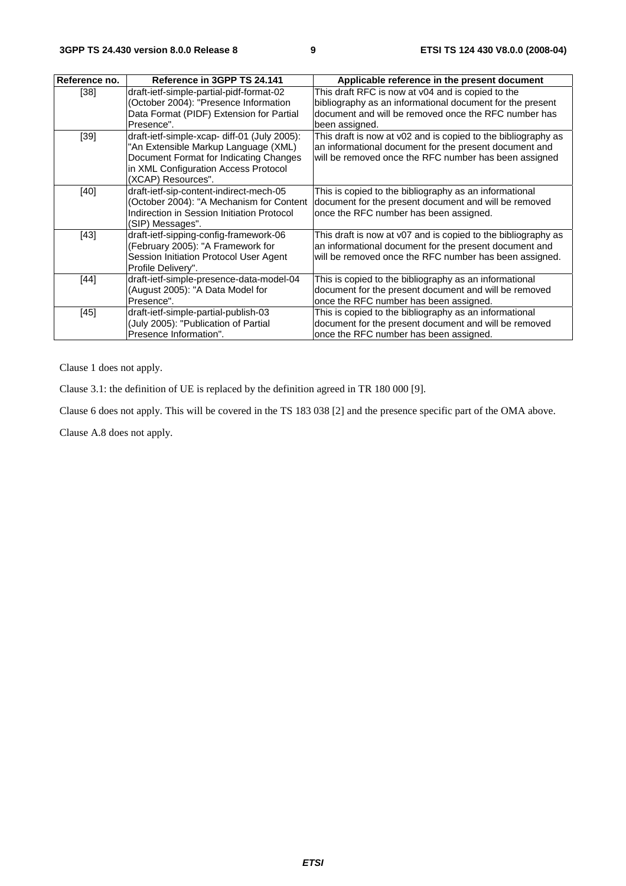| Reference no. | Reference in 3GPP TS 24.141 | Applicable reference in the present document |
|---|---|---|
| [38] | draft-ietf-simple-partial-pidf-format-02 (October 2004): "Presence Information Data Format (PIDF) Extension for Partial Presence". | This draft RFC is now at v04 and is copied to the bibliography as an informational document for the present document and will be removed once the RFC number has been assigned. |
| [39] | draft-ietf-simple-xcap- diff-01 (July 2005): "An Extensible Markup Language (XML) Document Format for Indicating Changes in XML Configuration Access Protocol (XCAP) Resources". | This draft is now at v02 and is copied to the bibliography as an informational document for the present document and will be removed once the RFC number has been assigned |
| [40] | draft-ietf-sip-content-indirect-mech-05 (October 2004): "A Mechanism for Content Indirection in Session Initiation Protocol (SIP) Messages". | This is copied to the bibliography as an informational document for the present document and will be removed once the RFC number has been assigned. |
| [43] | draft-ietf-sipping-config-framework-06 (February 2005): "A Framework for Session Initiation Protocol User Agent Profile Delivery". | This draft is now at v07 and is copied to the bibliography as an informational document for the present document and will be removed once the RFC number has been assigned. |
| [44] | draft-ietf-simple-presence-data-model-04 (August 2005): "A Data Model for Presence". | This is copied to the bibliography as an informational document for the present document and will be removed once the RFC number has been assigned. |
| [45] | draft-ietf-simple-partial-publish-03 (July 2005): "Publication of Partial Presence Information". | This is copied to the bibliography as an informational document for the present document and will be removed once the RFC number has been assigned. |

Clause 1 does not apply.

Clause 3.1: the definition of UE is replaced by the definition agreed in TR 180 000 [9].

Clause 6 does not apply. This will be covered in the TS 183 038 [2] and the presence specific part of the OMA above.

Clause A.8 does not apply.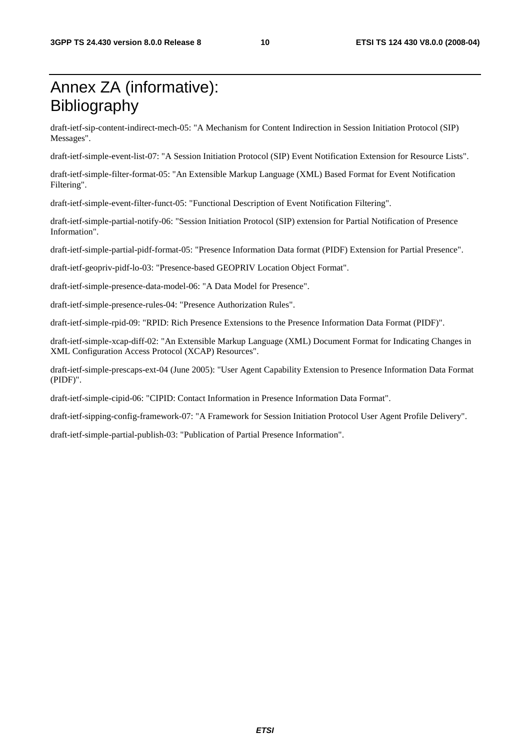# Annex ZA (informative): Bibliography

draft-ietf-sip-content-indirect-mech-05: "A Mechanism for Content Indirection in Session Initiation Protocol (SIP) Messages".

draft-ietf-simple-event-list-07: "A Session Initiation Protocol (SIP) Event Notification Extension for Resource Lists".

draft-ietf-simple-filter-format-05: "An Extensible Markup Language (XML) Based Format for Event Notification Filtering".

draft-ietf-simple-event-filter-funct-05: "Functional Description of Event Notification Filtering".

draft-ietf-simple-partial-notify-06: "Session Initiation Protocol (SIP) extension for Partial Notification of Presence Information".

draft-ietf-simple-partial-pidf-format-05: "Presence Information Data format (PIDF) Extension for Partial Presence".

draft-ietf-geopriv-pidf-lo-03: "Presence-based GEOPRIV Location Object Format".

draft-ietf-simple-presence-data-model-06: "A Data Model for Presence".

draft-ietf-simple-presence-rules-04: "Presence Authorization Rules".

draft-ietf-simple-rpid-09: "RPID: Rich Presence Extensions to the Presence Information Data Format (PIDF)".

draft-ietf-simple-xcap-diff-02: "An Extensible Markup Language (XML) Document Format for Indicating Changes in XML Configuration Access Protocol (XCAP) Resources".

draft-ietf-simple-prescaps-ext-04 (June 2005): "User Agent Capability Extension to Presence Information Data Format (PIDF)".

draft-ietf-simple-cipid-06: "CIPID: Contact Information in Presence Information Data Format".

draft-ietf-sipping-config-framework-07: "A Framework for Session Initiation Protocol User Agent Profile Delivery".

draft-ietf-simple-partial-publish-03: "Publication of Partial Presence Information".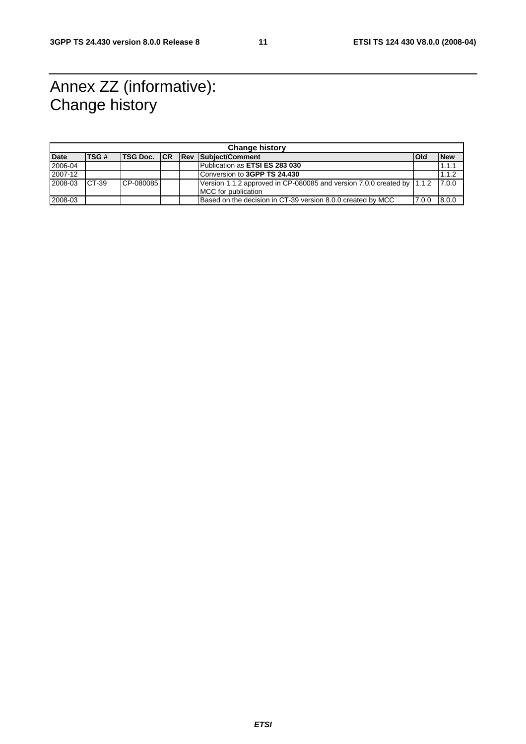# Annex ZZ (informative): Change history

| Change history | | | | | | | |
|---|---|---|---|---|---|---|---|
| **Date** | **TSG #** | **TSG Doc.** | **CR** | **Rev** | **Subject/Comment** | **Old** | **New** |
| 2006-04 | | | | | Publication as **ETSI ES 283 030** | | 1.1.1 |
| 2007-12 | | | | | Conversion to **3GPP TS 24.430** | | 1.1.2 |
| 2008-03 | CT-39 | CP-080085 | | | Version 1.1.2 approved in CP-080085 and version 7.0.0 created by MCC for publication | 1.1.2 | 7.0.0 |
| 2008-03 | | | | | Based on the decision in CT-39 version 8.0.0 created by MCC | 7.0.0 | 8.0.0 |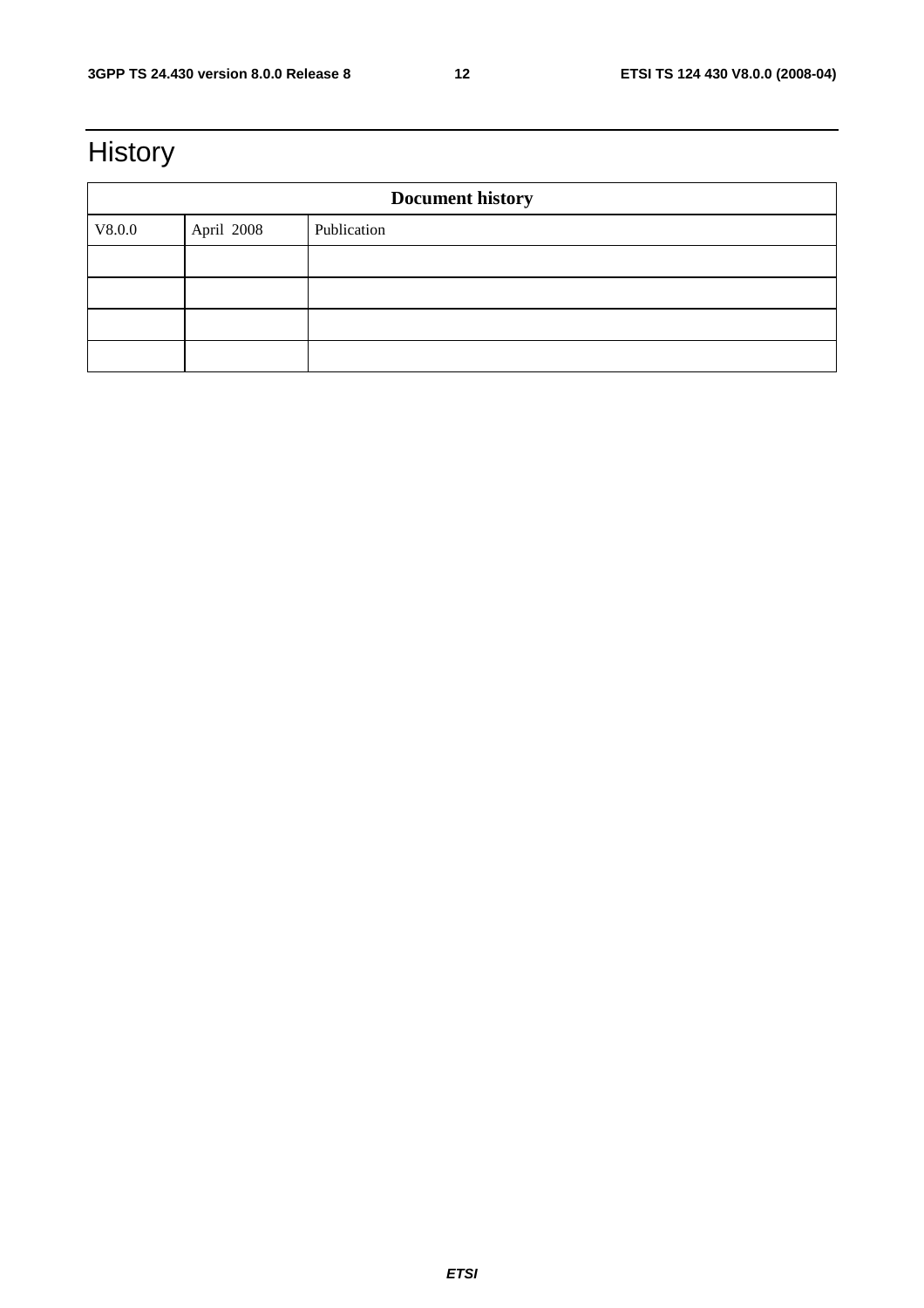# History

| Document history | | |
|---|---|---|
| V8.0.0 | April 2008 | Publication |
| | | |
| | | |
| | | |
| | | |